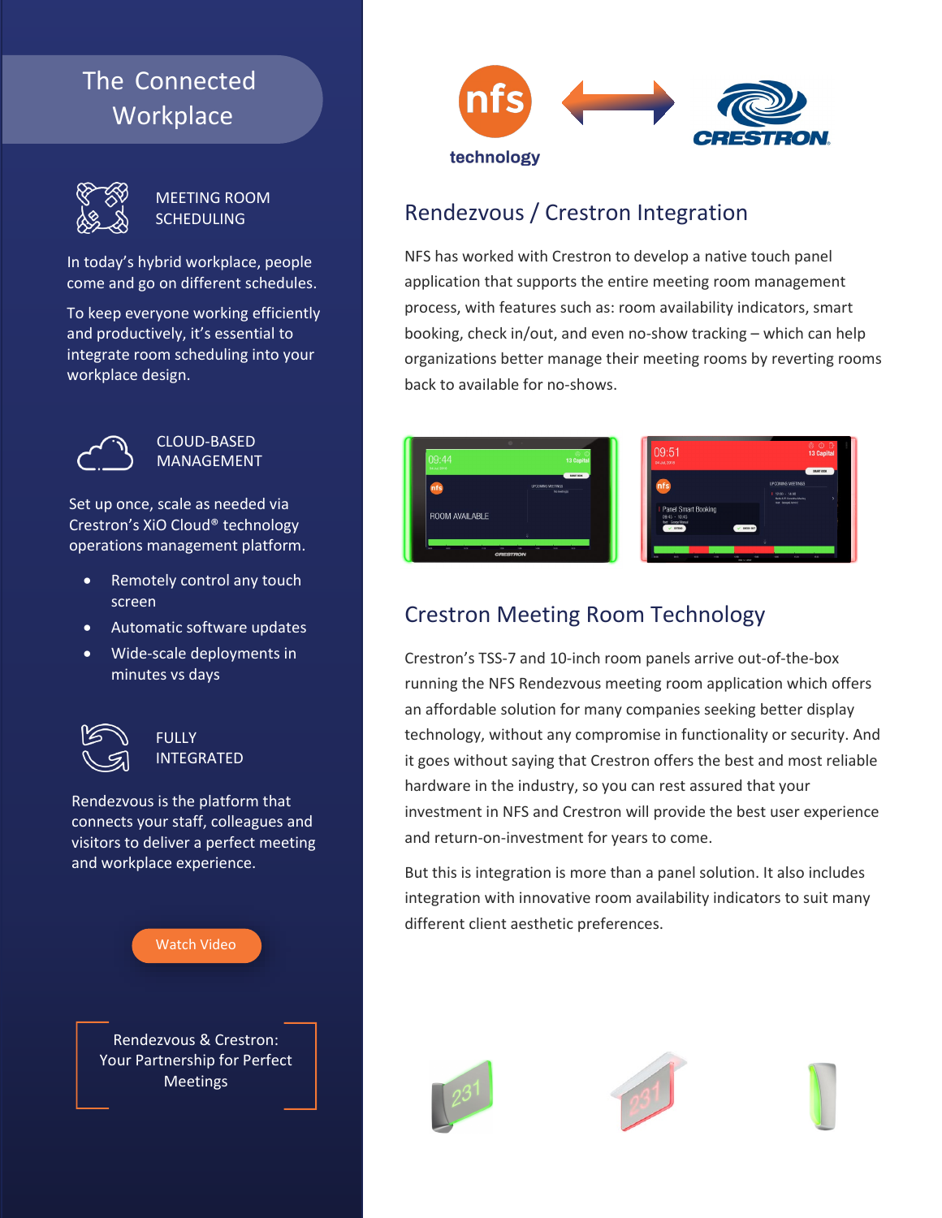# The Connected Workplace

## MEETING ROOM SCHEDULING

In today's hybrid workplace, people come and go on different schedules.

To keep everyone working efficiently and productively, it's essential to integrate room scheduling into your workplace design.

## CLOUD-BASED MANAGEMENT

Set up once, scale as needed via Crestron's XiO Cloud® technology operations management platform.

- Remotely control any touch screen
- Automatic software updates
- Wide-scale deployments in minutes vs days

## FULLY INTEGRATED

Rendezvous is the platform that connects your staff, colleagues and visitors to deliver a perfect meeting and workplace experience.

Watch Video

Rendezvous & Crestron: Your Partnership for Perfect Meetings

## Rendezvous / Crestron Integration

NFS has worked with Crestron to develop a native touch panel application that supports the entire meeting room management process, with features such as: room availability indicators, smart booking, check in/out, and even no-show tracking – which can help organizations better manage their meeting rooms by reverting rooms back to available for no-shows.

## Crestron Meeting Room Technology

Crestron's TSS-7 and 10-inch room panels arrive out-of-the-box running the NFS Rendezvous meeting room application which offers an affordable solution for many companies seeking better display technology, without any compromise in functionality or security. And it goes without saying that Crestron offers the best and most reliable hardware in the industry, so you can rest assured that your investment in NFS and Crestron will provide the best user experience and return-on-investment for years to come.

But this is integration is more than a panel solution. It also includes integration with innovative room availability indicators to suit many different client aesthetic preferences.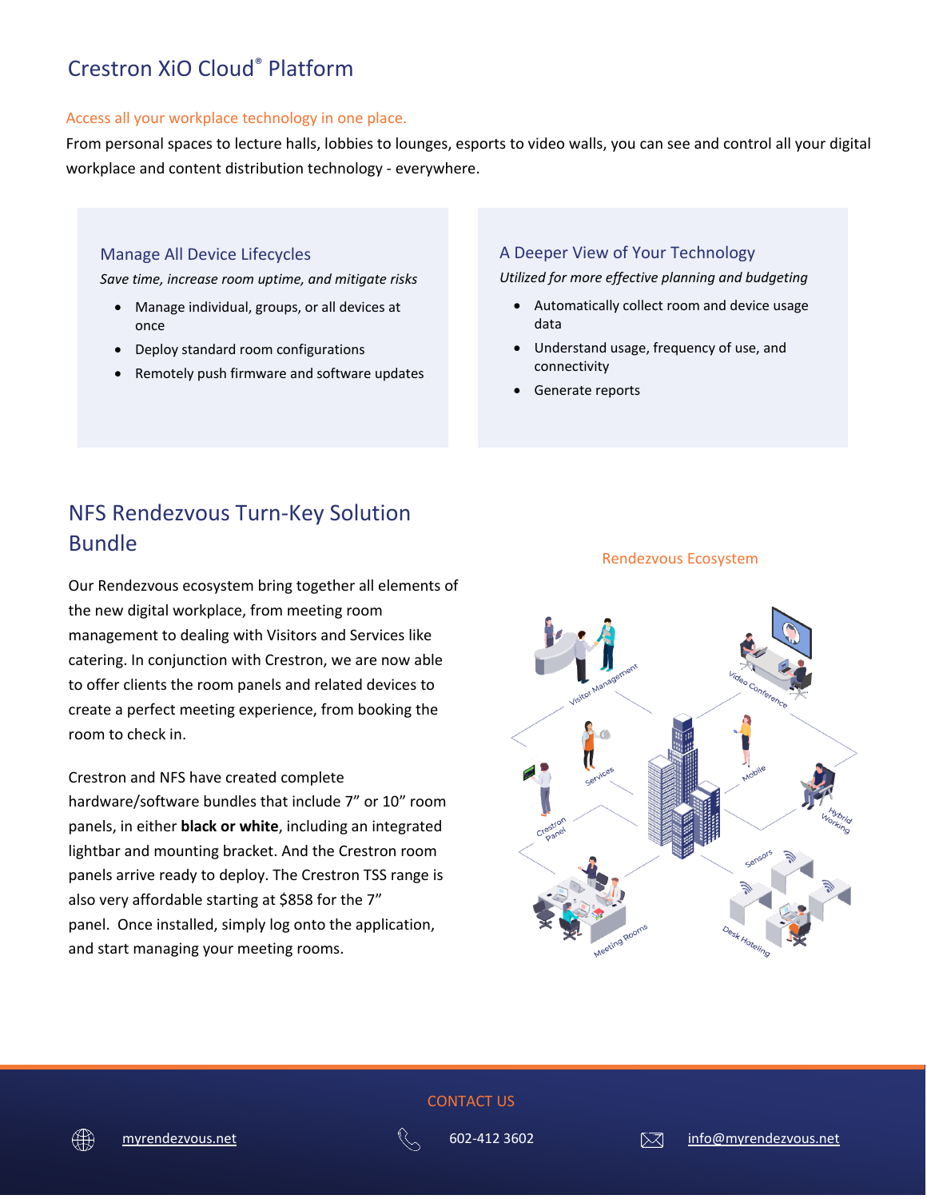## Crestron XiO Cloud® Platform

Access all your workplace technology in one place.

From personal spaces to lecture halls, lobbies to lounges, esports to video walls, you can see and control all your digital workplace and content distribution technology - everywhere.

### Manage All Device Lifecycles

*Save time, increase room uptime, and mitigate risks*

- Manage individual, groups, or all devices at once
- Deploy standard room configurations
- Remotely push firmware and software updates

### A Deeper View of Your Technology

*Utilized for more effective planning and budgeting*

- Automatically collect room and device usage data
- Understand usage, frequency of use, and connectivity
- Generate reports

## NFS Rendezvous Turn-Key Solution Bundle

Our Rendezvous ecosystem bring together all elements of the new digital workplace, from meeting room management to dealing with Visitors and Services like catering. In conjunction with Crestron, we are now able to offer clients the room panels and related devices to create a perfect meeting experience, from booking the room to check in.

Crestron and NFS have created complete hardware/software bundles that include 7" or 10" room panels, in either **black or white**, including an integrated lightbar and mounting bracket. And the Crestron room panels arrive ready to deploy. The Crestron TSS range is also very affordable starting at $858 for the 7" panel. Once installed, simply log onto the application, and start managing your meeting rooms.

Rendezvous Ecosystem

Visitor Management
Video Conference
Services
Mobile
Crestron Panel
Hybrid Working
Sensors
Meeting Rooms
Desk Hoteling

CONTACT US

myrendezvous.net

602-412 3602

info@myrendezvous.net